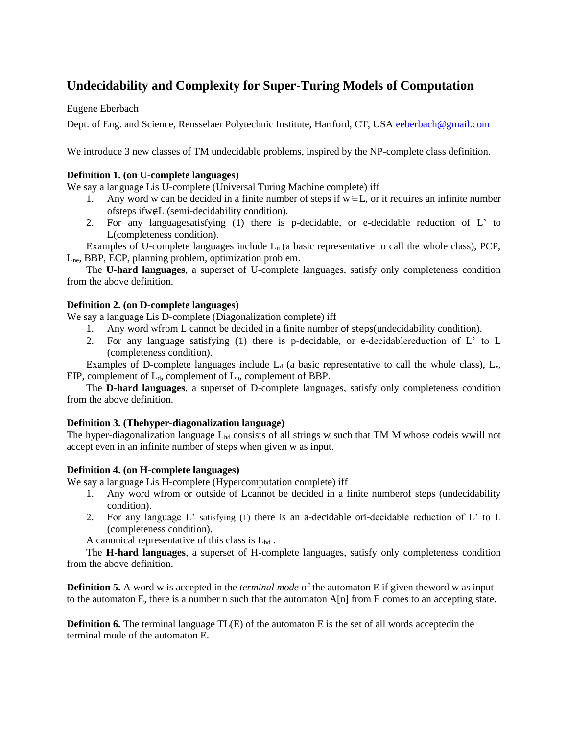# Undecidability and Complexity for Super-Turing Models of Computation

Eugene Eberbach

Dept. of Eng. and Science, Rensselaer Polytechnic Institute, Hartford, CT, USA eeberbach@gmail.com

We introduce 3 new classes of TM undecidable problems, inspired by the NP-complete class definition.

**Definition 1. (on U-complete languages)**
We say a language Lis U-complete (Universal Turing Machine complete) iff

1. Any word w can be decided in a finite number of steps if w∈L, or it requires an infinite number ofsteps ifw∉L (semi-decidability condition).
2. For any languagesatisfying (1) there is p-decidable, or e-decidable reduction of L' to L(completeness condition).

Examples of U-complete languages include $L_u$ (a basic representative to call the whole class), PCP, $L_{ne}$, BBP, ECP, planning problem, optimization problem.

The **U-hard languages**, a superset of U-complete languages, satisfy only completeness condition from the above definition.

**Definition 2. (on D-complete languages)**
We say a language Lis D-complete (Diagonalization complete) iff

1. Any word wfrom L cannot be decided in a finite number of steps(undecidability condition).
2. For any language satisfying (1) there is p-decidable, or e-decidablereduction of L' to L (completeness condition).

Examples of D-complete languages include $L_d$ (a basic representative to call the whole class), $L_e$, EIP, complement of $L_d$, complement of $L_u$, complement of BBP.

The **D-hard languages**, a superset of D-complete languages, satisfy only completeness condition from the above definition.

**Definition 3. (Thehyper-diagonalization language)**
The hyper-diagonalization language $L_{hd}$ consists of all strings w such that TM M whose codeis wwill not accept even in an infinite number of steps when given w as input.

**Definition 4. (on H-complete languages)**
We say a language Lis H-complete (Hypercomputation complete) iff

1. Any word wfrom or outside of Lcannot be decided in a finite numberof steps (undecidability condition).
2. For any language L' satisfying (1) there is an a-decidable ori-decidable reduction of L' to L (completeness condition).

A canonical representative of this class is $L_{hd}$ .

The **H-hard languages**, a superset of H-complete languages, satisfy only completeness condition from the above definition.

**Definition 5.** A word w is accepted in the *terminal mode* of the automaton E if given theword w as input to the automaton E, there is a number n such that the automaton A[n] from E comes to an accepting state.

**Definition 6.** The terminal language TL(E) of the automaton E is the set of all words acceptedin the terminal mode of the automaton E.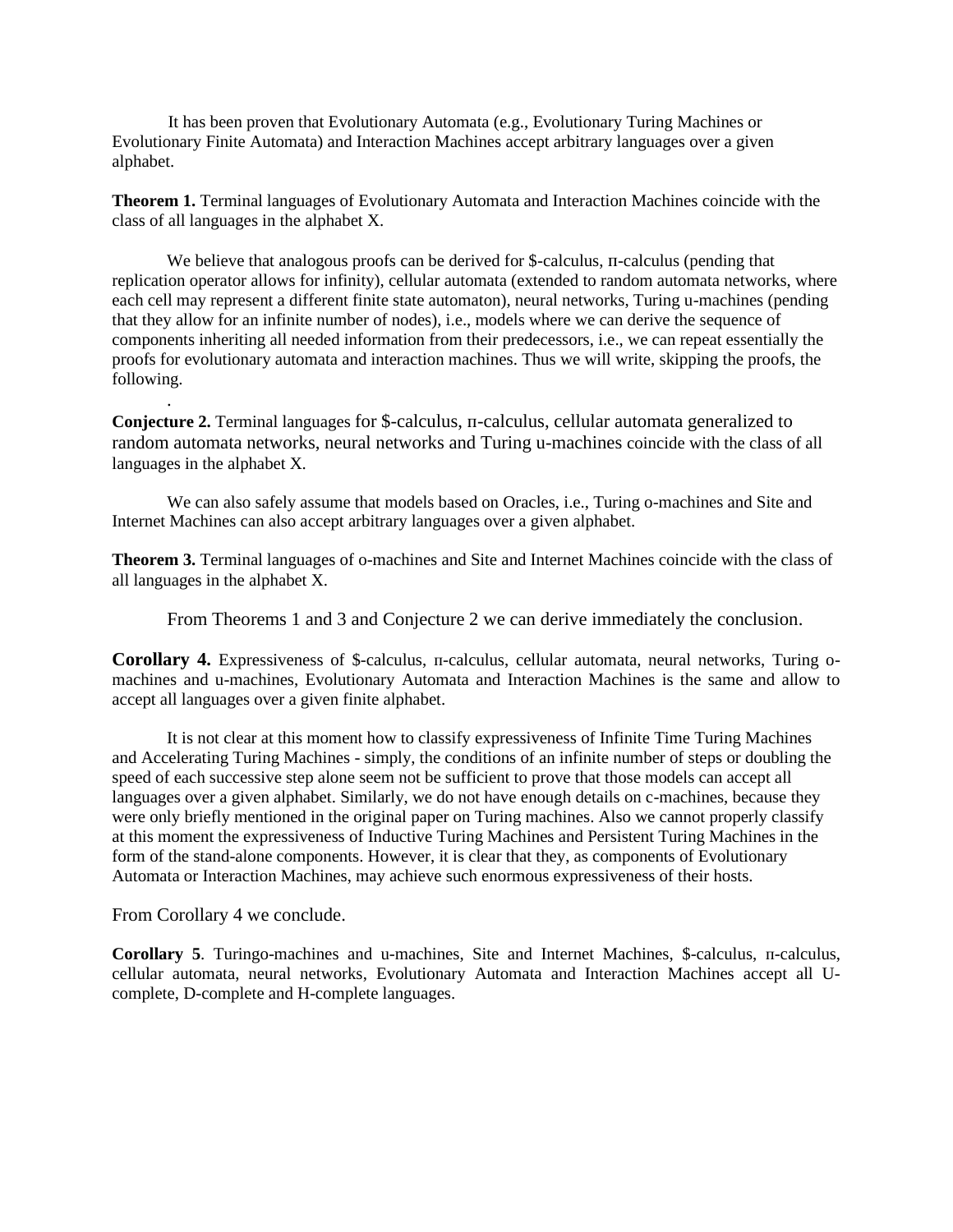It has been proven that Evolutionary Automata (e.g., Evolutionary Turing Machines or Evolutionary Finite Automata) and Interaction Machines accept arbitrary languages over a given alphabet.

**Theorem 1.** Terminal languages of Evolutionary Automata and Interaction Machines coincide with the class of all languages in the alphabet X.

We believe that analogous proofs can be derived for $-calculus, π-calculus (pending that replication operator allows for infinity), cellular automata (extended to random automata networks, where each cell may represent a different finite state automaton), neural networks, Turing u-machines (pending that they allow for an infinite number of nodes), i.e., models where we can derive the sequence of components inheriting all needed information from their predecessors, i.e., we can repeat essentially the proofs for evolutionary automata and interaction machines. Thus we will write, skipping the proofs, the following.

.

**Conjecture 2.** Terminal languages for $-calculus, π-calculus, cellular automata generalized to random automata networks, neural networks and Turing u-machines coincide with the class of all languages in the alphabet X.

We can also safely assume that models based on Oracles, i.e., Turing o-machines and Site and Internet Machines can also accept arbitrary languages over a given alphabet.

**Theorem 3.** Terminal languages of o-machines and Site and Internet Machines coincide with the class of all languages in the alphabet X.

From Theorems 1 and 3 and Conjecture 2 we can derive immediately the conclusion.

**Corollary 4.** Expressiveness of $-calculus, π-calculus, cellular automata, neural networks, Turing o-machines and u-machines, Evolutionary Automata and Interaction Machines is the same and allow to accept all languages over a given finite alphabet.

It is not clear at this moment how to classify expressiveness of Infinite Time Turing Machines and Accelerating Turing Machines - simply, the conditions of an infinite number of steps or doubling the speed of each successive step alone seem not be sufficient to prove that those models can accept all languages over a given alphabet. Similarly, we do not have enough details on c-machines, because they were only briefly mentioned in the original paper on Turing machines. Also we cannot properly classify at this moment the expressiveness of Inductive Turing Machines and Persistent Turing Machines in the form of the stand-alone components. However, it is clear that they, as components of Evolutionary Automata or Interaction Machines, may achieve such enormous expressiveness of their hosts.

From Corollary 4 we conclude.

**Corollary 5**. Turingo-machines and u-machines, Site and Internet Machines, $-calculus, π-calculus, cellular automata, neural networks, Evolutionary Automata and Interaction Machines accept all U-complete, D-complete and H-complete languages.